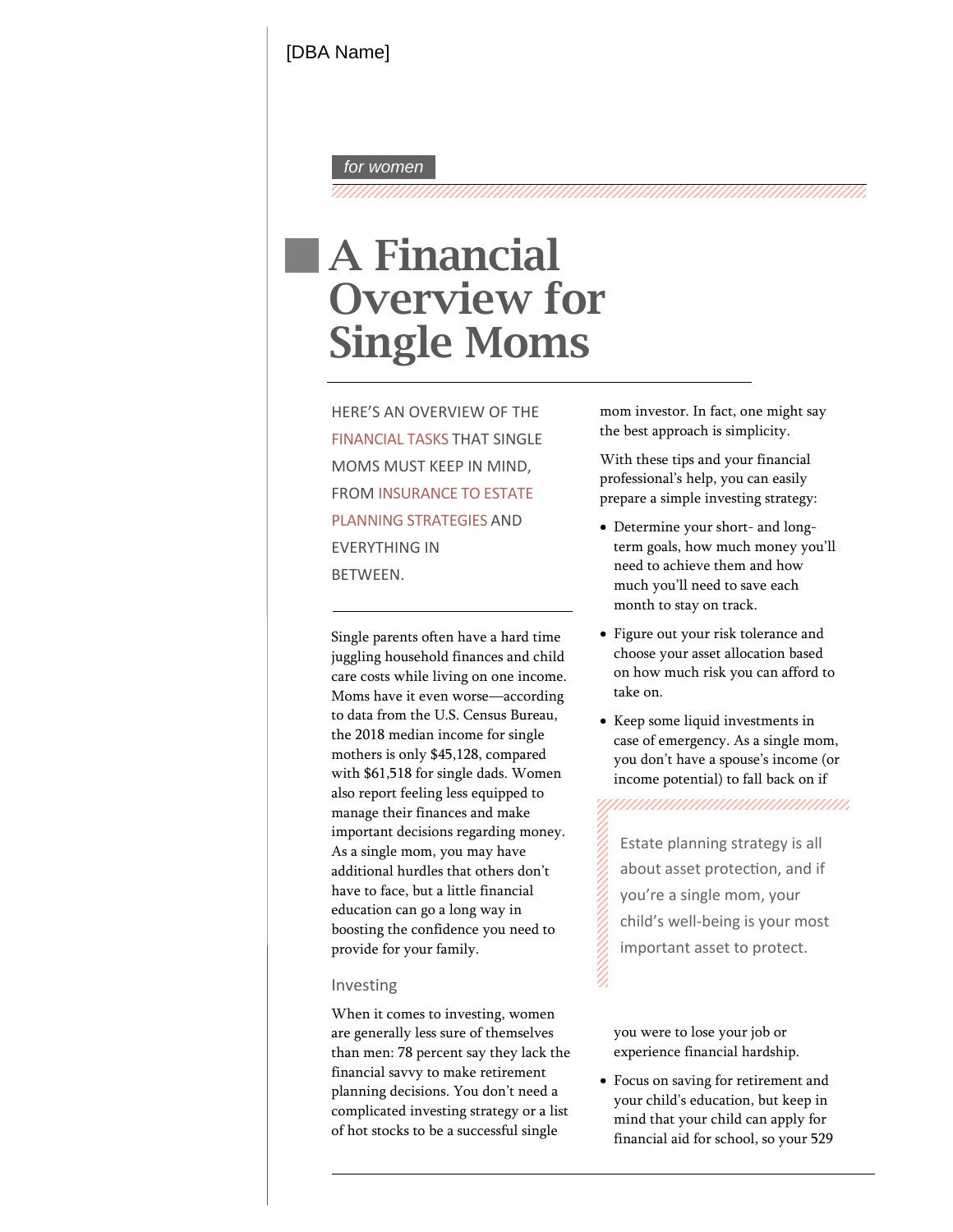[DBA Name]

*for women*

# A Financial Overview for Single Moms

HERE'S AN OVERVIEW OF THE FINANCIAL TASKS THAT SINGLE MOMS MUST KEEP IN MIND, FROM INSURANCE TO ESTATE PLANNING STRATEGIES AND EVERYTHING IN BETWEEN.

Single parents often have a hard time juggling household finances and child care costs while living on one income. Moms have it even worse—according to data from the U.S. Census Bureau, the 2018 median income for single mothers is only $45,128, compared with $61,518 for single dads. Women also report feeling less equipped to manage their finances and make important decisions regarding money. As a single mom, you may have additional hurdles that others don't have to face, but a little financial education can go a long way in boosting the confidence you need to provide for your family.

## Investing

When it comes to investing, women are generally less sure of themselves than men: 78 percent say they lack the financial savvy to make retirement planning decisions. You don't need a complicated investing strategy or a list of hot stocks to be a successful single mom investor. In fact, one might say the best approach is simplicity.

With these tips and your financial professional's help, you can easily prepare a simple investing strategy:

- Determine your short- and long-term goals, how much money you'll need to achieve them and how much you'll need to save each month to stay on track.
- Figure out your risk tolerance and choose your asset allocation based on how much risk you can afford to take on.
- Keep some liquid investments in case of emergency. As a single mom, you don't have a spouse's income (or income potential) to fall back on if you were to lose your job or experience financial hardship.
- Focus on saving for retirement and your child's education, but keep in mind that your child can apply for financial aid for school, so your 529

> Estate planning strategy is all about asset protection, and if you're a single mom, your child's well-being is your most important asset to protect.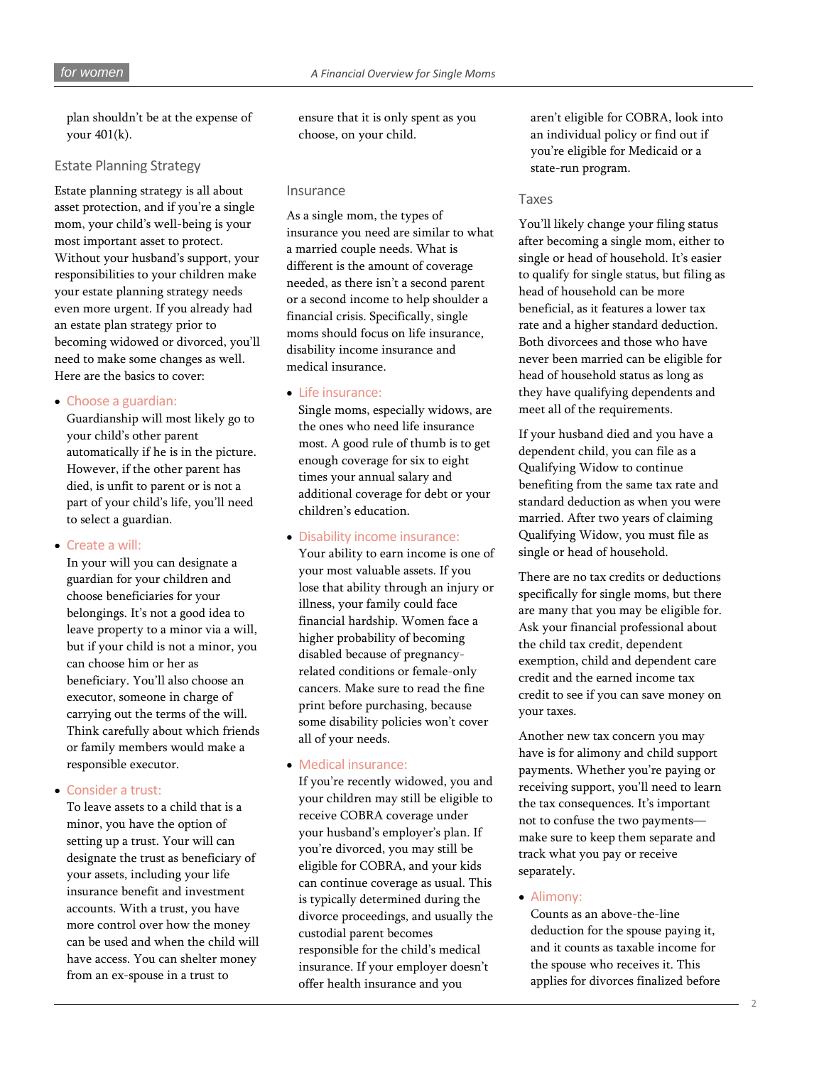plan shouldn't be at the expense of your 401(k).

## Estate Planning Strategy

Estate planning strategy is all about asset protection, and if you're a single mom, your child's well-being is your most important asset to protect. Without your husband's support, your responsibilities to your children make your estate planning strategy needs even more urgent. If you already had an estate plan strategy prior to becoming widowed or divorced, you'll need to make some changes as well. Here are the basics to cover:

- **Choose a guardian:** Guardianship will most likely go to your child's other parent automatically if he is in the picture. However, if the other parent has died, is unfit to parent or is not a part of your child's life, you'll need to select a guardian.
- **Create a will:** In your will you can designate a guardian for your children and choose beneficiaries for your belongings. It's not a good idea to leave property to a minor via a will, but if your child is not a minor, you can choose him or her as beneficiary. You'll also choose an executor, someone in charge of carrying out the terms of the will. Think carefully about which friends or family members would make a responsible executor.
- **Consider a trust:** To leave assets to a child that is a minor, you have the option of setting up a trust. Your will can designate the trust as beneficiary of your assets, including your life insurance benefit and investment accounts. With a trust, you have more control over how the money can be used and when the child will have access. You can shelter money from an ex-spouse in a trust to ensure that it is only spent as you choose, on your child.

## Insurance

As a single mom, the types of insurance you need are similar to what a married couple needs. What is different is the amount of coverage needed, as there isn't a second parent or a second income to help shoulder a financial crisis. Specifically, single moms should focus on life insurance, disability income insurance and medical insurance.

- **Life insurance:** Single moms, especially widows, are the ones who need life insurance most. A good rule of thumb is to get enough coverage for six to eight times your annual salary and additional coverage for debt or your children's education.
- **Disability income insurance:** Your ability to earn income is one of your most valuable assets. If you lose that ability through an injury or illness, your family could face financial hardship. Women face a higher probability of becoming disabled because of pregnancy-related conditions or female-only cancers. Make sure to read the fine print before purchasing, because some disability policies won't cover all of your needs.
- **Medical insurance:** If you're recently widowed, you and your children may still be eligible to receive COBRA coverage under your husband's employer's plan. If you're divorced, you may still be eligible for COBRA, and your kids can continue coverage as usual. This is typically determined during the divorce proceedings, and usually the custodial parent becomes responsible for the child's medical insurance. If your employer doesn't offer health insurance and you aren't eligible for COBRA, look into an individual policy or find out if you're eligible for Medicaid or a state-run program.

## Taxes

You'll likely change your filing status after becoming a single mom, either to single or head of household. It's easier to qualify for single status, but filing as head of household can be more beneficial, as it features a lower tax rate and a higher standard deduction. Both divorcees and those who have never been married can be eligible for head of household status as long as they have qualifying dependents and meet all of the requirements.

If your husband died and you have a dependent child, you can file as a Qualifying Widow to continue benefiting from the same tax rate and standard deduction as when you were married. After two years of claiming Qualifying Widow, you must file as single or head of household.

There are no tax credits or deductions specifically for single moms, but there are many that you may be eligible for. Ask your financial professional about the child tax credit, dependent exemption, child and dependent care credit and the earned income tax credit to see if you can save money on your taxes.

Another new tax concern you may have is for alimony and child support payments. Whether you're paying or receiving support, you'll need to learn the tax consequences. It's important not to confuse the two payments—make sure to keep them separate and track what you pay or receive separately.

- **Alimony:** Counts as an above-the-line deduction for the spouse paying it, and it counts as taxable income for the spouse who receives it. This applies for divorces finalized before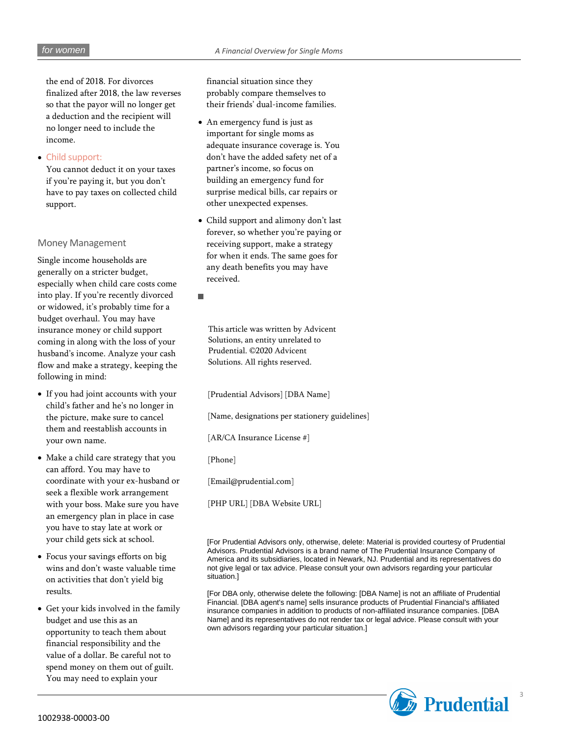the end of 2018. For divorces finalized after 2018, the law reverses so that the payor will no longer get a deduction and the recipient will no longer need to include the income.

- Child support: You cannot deduct it on your taxes if you're paying it, but you don't have to pay taxes on collected child support.

## Money Management

Single income households are generally on a stricter budget, especially when child care costs come into play. If you're recently divorced or widowed, it's probably time for a budget overhaul. You may have insurance money or child support coming in along with the loss of your husband's income. Analyze your cash flow and make a strategy, keeping the following in mind:

- If you had joint accounts with your child's father and he's no longer in the picture, make sure to cancel them and reestablish accounts in your own name.
- Make a child care strategy that you can afford. You may have to coordinate with your ex-husband or seek a flexible work arrangement with your boss. Make sure you have an emergency plan in place in case you have to stay late at work or your child gets sick at school.
- Focus your savings efforts on big wins and don't waste valuable time on activities that don't yield big results.
- Get your kids involved in the family budget and use this as an opportunity to teach them about financial responsibility and the value of a dollar. Be careful not to spend money on them out of guilt. You may need to explain your financial situation since they probably compare themselves to their friends' dual-income families.
- An emergency fund is just as important for single moms as adequate insurance coverage is. You don't have the added safety net of a partner's income, so focus on building an emergency fund for surprise medical bills, car repairs or other unexpected expenses.
- Child support and alimony don't last forever, so whether you're paying or receiving support, make a strategy for when it ends. The same goes for any death benefits you may have received.

■

This article was written by Advicent Solutions, an entity unrelated to Prudential. ©2020 Advicent Solutions. All rights reserved.

[Prudential Advisors] [DBA Name]

[Name, designations per stationery guidelines]

[AR/CA Insurance License #]

[Phone]

[Email@prudential.com]

[PHP URL] [DBA Website URL]

[For Prudential Advisors only, otherwise, delete: Material is provided courtesy of Prudential Advisors. Prudential Advisors is a brand name of The Prudential Insurance Company of America and its subsidiaries, located in Newark, NJ. Prudential and its representatives do not give legal or tax advice. Please consult your own advisors regarding your particular situation.]

[For DBA only, otherwise delete the following: [DBA Name] is not an affiliate of Prudential Financial. [DBA agent's name] sells insurance products of Prudential Financial's affiliated insurance companies in addition to products of non-affiliated insurance companies. [DBA Name] and its representatives do not render tax or legal advice. Please consult with your own advisors regarding your particular situation.]

1002938-00003-00